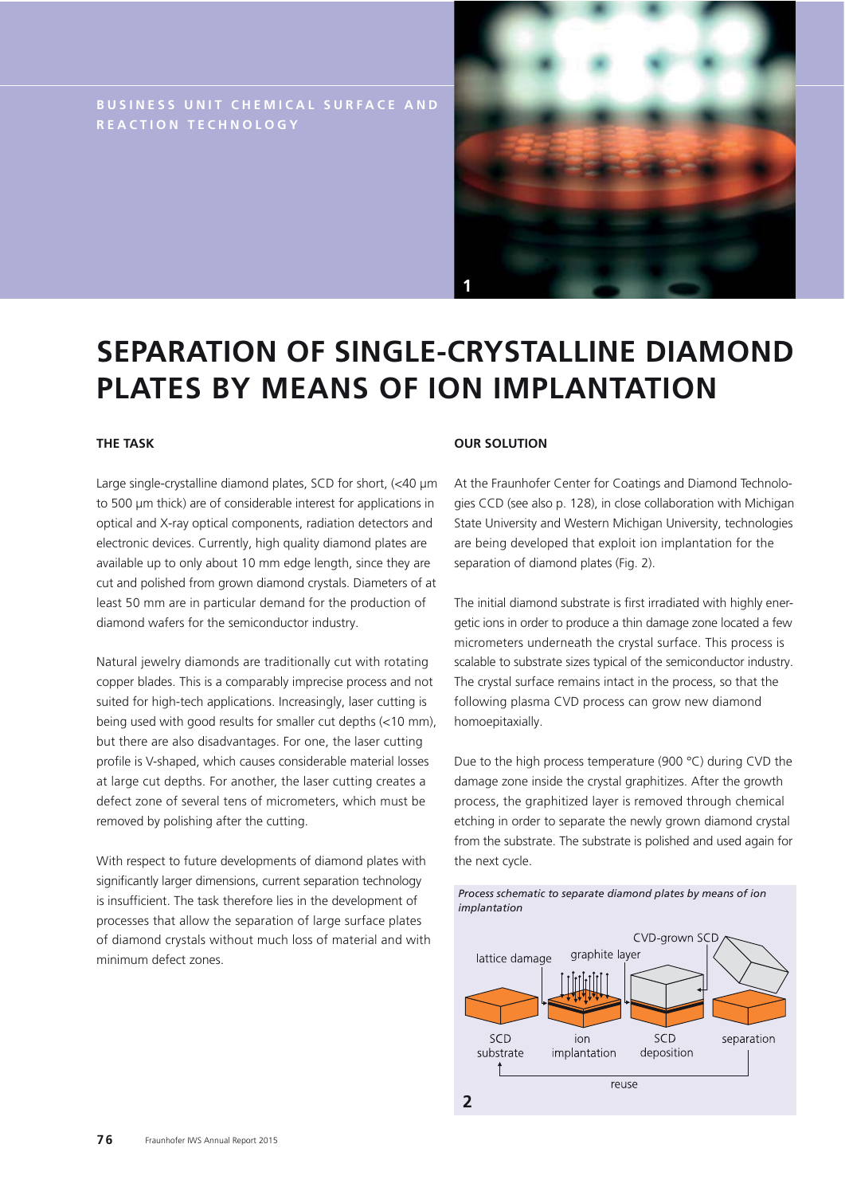BUSINESS UNIT CHEMICAL SURFACE AND REACTION TECHNOLOGY

# SEPARATION OF SINGLE-CRYSTALLINE DIAMOND PLATES BY MEANS OF ION IMPLANTATION

## THE TASK

Large single-crystalline diamond plates, SCD for short, (<40 µm to 500 µm thick) are of considerable interest for applications in optical and X-ray optical components, radiation detectors and electronic devices. Currently, high quality diamond plates are available up to only about 10 mm edge length, since they are cut and polished from grown diamond crystals. Diameters of at least 50 mm are in particular demand for the production of diamond wafers for the semiconductor industry.

Natural jewelry diamonds are traditionally cut with rotating copper blades. This is a comparably imprecise process and not suited for high-tech applications. Increasingly, laser cutting is being used with good results for smaller cut depths (<10 mm), but there are also disadvantages. For one, the laser cutting profile is V-shaped, which causes considerable material losses at large cut depths. For another, the laser cutting creates a defect zone of several tens of micrometers, which must be removed by polishing after the cutting.

With respect to future developments of diamond plates with significantly larger dimensions, current separation technology is insufficient. The task therefore lies in the development of processes that allow the separation of large surface plates of diamond crystals without much loss of material and with minimum defect zones.

## OUR SOLUTION

At the Fraunhofer Center for Coatings and Diamond Technologies CCD (see also p. 128), in close collaboration with Michigan State University and Western Michigan University, technologies are being developed that exploit ion implantation for the separation of diamond plates (Fig. 2).

The initial diamond substrate is first irradiated with highly energetic ions in order to produce a thin damage zone located a few micrometers underneath the crystal surface. This process is scalable to substrate sizes typical of the semiconductor industry. The crystal surface remains intact in the process, so that the following plasma CVD process can grow new diamond homoepitaxially.

Due to the high process temperature (900 °C) during CVD the damage zone inside the crystal graphitizes. After the growth process, the graphitized layer is removed through chemical etching in order to separate the newly grown diamond crystal from the substrate. The substrate is polished and used again for the next cycle.

*Process schematic to separate diamond plates by means of ion implantation*

lattice damage | graphite layer | CVD-grown SCD

SCD substrate → ion implantation → SCD deposition → separation → reuse

2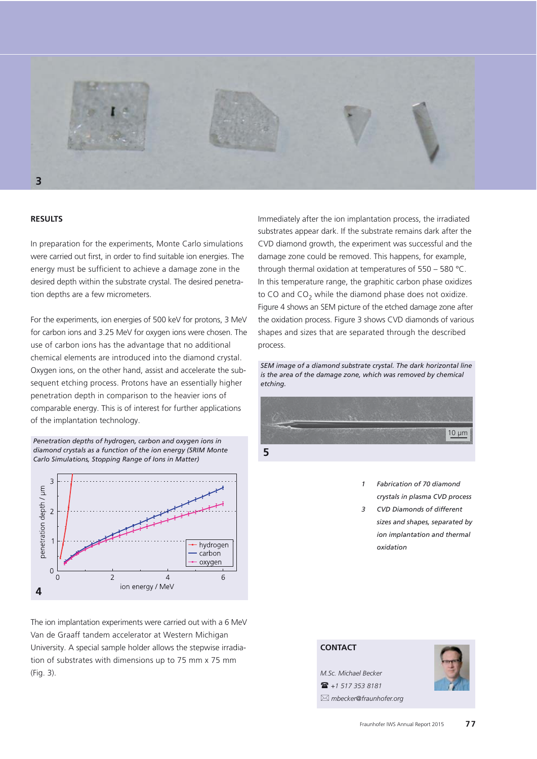## RESULTS

In preparation for the experiments, Monte Carlo simulations were carried out first, in order to find suitable ion energies. The energy must be sufficient to achieve a damage zone in the desired depth within the substrate crystal. The desired penetration depths are a few micrometers.

For the experiments, ion energies of 500 keV for protons, 3 MeV for carbon ions and 3.25 MeV for oxygen ions were chosen. The use of carbon ions has the advantage that no additional chemical elements are introduced into the diamond crystal. Oxygen ions, on the other hand, assist and accelerate the subsequent etching process. Protons have an essentially higher penetration depth in comparison to the heavier ions of comparable energy. This is of interest for further applications of the implantation technology.

*Penetration depths of hydrogen, carbon and oxygen ions in diamond crystals as a function of the ion energy (SRIM Monte Carlo Simulations, Stopping Range of Ions in Matter)*

penetration depth / µm
3
2
1
0
0
2
4
6
ion energy / MeV
hydrogen
carbon
oxygen

4

The ion implantation experiments were carried out with a 6 MeV Van de Graaff tandem accelerator at Western Michigan University. A special sample holder allows the stepwise irradiation of substrates with dimensions up to 75 mm x 75 mm (Fig. 3).

Immediately after the ion implantation process, the irradiated substrates appear dark. If the substrate remains dark after the CVD diamond growth, the experiment was successful and the damage zone could be removed. This happens, for example, through thermal oxidation at temperatures of 550 – 580 °C. In this temperature range, the graphitic carbon phase oxidizes to CO and $CO_2$ while the diamond phase does not oxidize. Figure 4 shows an SEM picture of the etched damage zone after the oxidation process. Figure 3 shows CVD diamonds of various shapes and sizes that are separated through the described process.

*SEM image of a diamond substrate crystal. The dark horizontal line is the area of the damage zone, which was removed by chemical etching.*

10 µm

5

3

1 *Fabrication of 70 diamond crystals in plasma CVD process*

3 *CVD Diamonds of different sizes and shapes, separated by ion implantation and thermal oxidation*

## CONTACT

*M.Sc. Michael Becker*

☎ *+1 517 353 8181*

✉ *mbecker@fraunhofer.org*